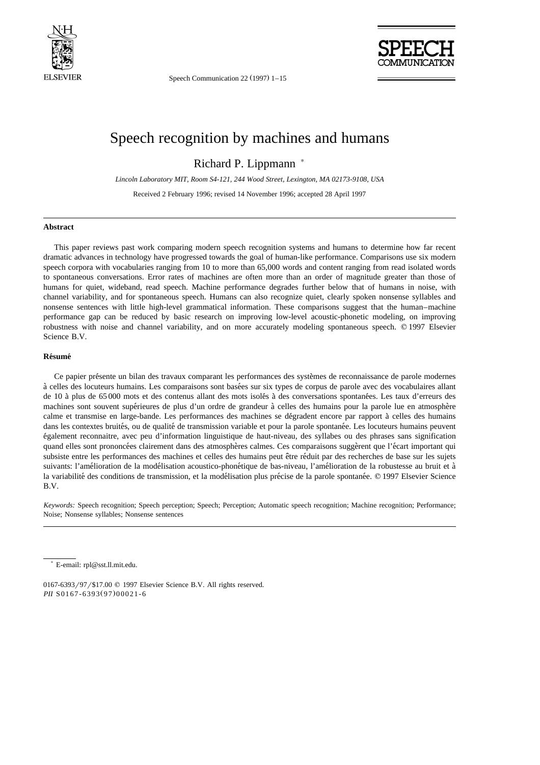# Speech recognition by machines and humans

Richard P. Lippmann *

*Lincoln Laboratory MIT, Room S4-121, 244 Wood Street, Lexington, MA 02173-9108, USA*

Received 2 February 1996; revised 14 November 1996; accepted 28 April 1997

### Abstract

This paper reviews past work comparing modern speech recognition systems and humans to determine how far recent dramatic advances in technology have progressed towards the goal of human-like performance. Comparisons use six modern speech corpora with vocabularies ranging from 10 to more than 65,000 words and content ranging from read isolated words to spontaneous conversations. Error rates of machines are often more than an order of magnitude greater than those of humans for quiet, wideband, read speech. Machine performance degrades further below that of humans in noise, with channel variability, and for spontaneous speech. Humans can also recognize quiet, clearly spoken nonsense syllables and nonsense sentences with little high-level grammatical information. These comparisons suggest that the human–machine performance gap can be reduced by basic research on improving low-level acoustic-phonetic modeling, on improving robustness with noise and channel variability, and on more accurately modeling spontaneous speech. © 1997 Elsevier Science B.V.

### Résumé

Ce papier présente un bilan des travaux comparant les performances des systèmes de reconnaissance de parole modernes à celles des locuteurs humains. Les comparaisons sont basées sur six types de corpus de parole avec des vocabulaires allant de 10 à plus de 65 000 mots et des contenus allant des mots isolés à des conversations spontanées. Les taux d'erreurs des machines sont souvent supérieures de plus d'un ordre de grandeur à celles des humains pour la parole lue en atmosphère calme et transmise en large-bande. Les performances des machines se dégradent encore par rapport à celles des humains dans les contextes bruités, ou de qualité de transmission variable et pour la parole spontanée. Les locuteurs humains peuvent également reconnaitre, avec peu d'information linguistique de haut-niveau, des syllabes ou des phrases sans signification quand elles sont prononcées clairement dans des atmosphères calmes. Ces comparaisons suggèrent que l'écart important qui subsiste entre les performances des machines et celles des humains peut être réduit par des recherches de base sur les sujets suivants: l'amélioration de la modélisation acoustico-phonétique de bas-niveau, l'amélioration de la robustesse au bruit et à la variabilité des conditions de transmission, et la modélisation plus précise de la parole spontanée. © 1997 Elsevier Science B.V.

*Keywords:* Speech recognition; Speech perception; Speech; Perception; Automatic speech recognition; Machine recognition; Performance; Noise; Nonsense syllables; Nonsense sentences

---

* E-email: rpl@sst.ll.mit.edu.

0167-6393/97/$17.00 © 1997 Elsevier Science B.V. All rights reserved.
*PII* S0167-6393(97)00021-6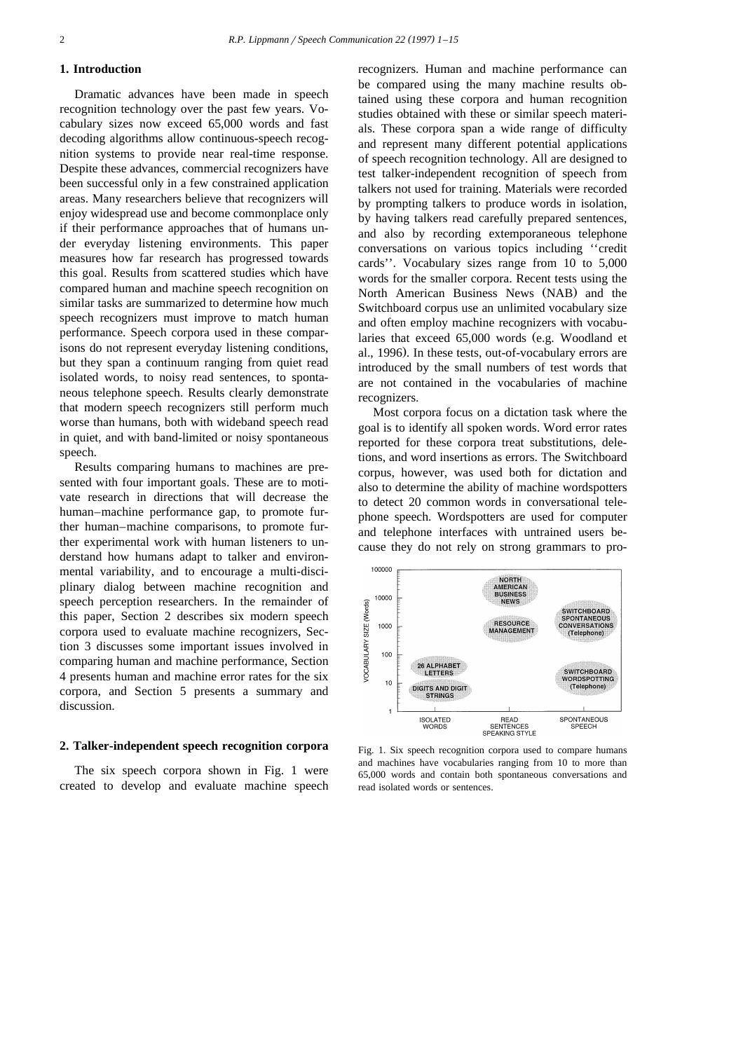## 1. Introduction

Dramatic advances have been made in speech recognition technology over the past few years. Vocabulary sizes now exceed 65,000 words and fast decoding algorithms allow continuous-speech recognition systems to provide near real-time response. Despite these advances, commercial recognizers have been successful only in a few constrained application areas. Many researchers believe that recognizers will enjoy widespread use and become commonplace only if their performance approaches that of humans under everyday listening environments. This paper measures how far research has progressed towards this goal. Results from scattered studies which have compared human and machine speech recognition on similar tasks are summarized to determine how much speech recognizers must improve to match human performance. Speech corpora used in these comparisons do not represent everyday listening conditions, but they span a continuum ranging from quiet read isolated words, to noisy read sentences, to spontaneous telephone speech. Results clearly demonstrate that modern speech recognizers still perform much worse than humans, both with wideband speech read in quiet, and with band-limited or noisy spontaneous speech.

Results comparing humans to machines are presented with four important goals. These are to motivate research in directions that will decrease the human–machine performance gap, to promote further human–machine comparisons, to promote further experimental work with human listeners to understand how humans adapt to talker and environmental variability, and to encourage a multi-disciplinary dialog between machine recognition and speech perception researchers. In the remainder of this paper, Section 2 describes six modern speech corpora used to evaluate machine recognizers, Section 3 discusses some important issues involved in comparing human and machine performance, Section 4 presents human and machine error rates for the six corpora, and Section 5 presents a summary and discussion.

## 2. Talker-independent speech recognition corpora

The six speech corpora shown in Fig. 1 were created to develop and evaluate machine speech recognizers. Human and machine performance can be compared using the many machine results obtained using these corpora and human recognition studies obtained with these or similar speech materials. These corpora span a wide range of difficulty and represent many different potential applications of speech recognition technology. All are designed to test talker-independent recognition of speech from talkers not used for training. Materials were recorded by prompting talkers to produce words in isolation, by having talkers read carefully prepared sentences, and also by recording extemporaneous telephone conversations on various topics including ''credit cards''. Vocabulary sizes range from 10 to 5,000 words for the smaller corpora. Recent tests using the North American Business News (NAB) and the Switchboard corpus use an unlimited vocabulary size and often employ machine recognizers with vocabularies that exceed 65,000 words (e.g. Woodland et al., 1996). In these tests, out-of-vocabulary errors are introduced by the small numbers of test words that are not contained in the vocabularies of machine recognizers.

Most corpora focus on a dictation task where the goal is to identify all spoken words. Word error rates reported for these corpora treat substitutions, deletions, and word insertions as errors. The Switchboard corpus, however, was used both for dictation and also to determine the ability of machine wordspotters to detect 20 common words in conversational telephone speech. Wordspotters are used for computer and telephone interfaces with untrained users because they do not rely on strong grammars to pro-

Fig. 1. Six speech recognition corpora used to compare humans and machines have vocabularies ranging from 10 to more than 65,000 words and contain both spontaneous conversations and read isolated words or sentences.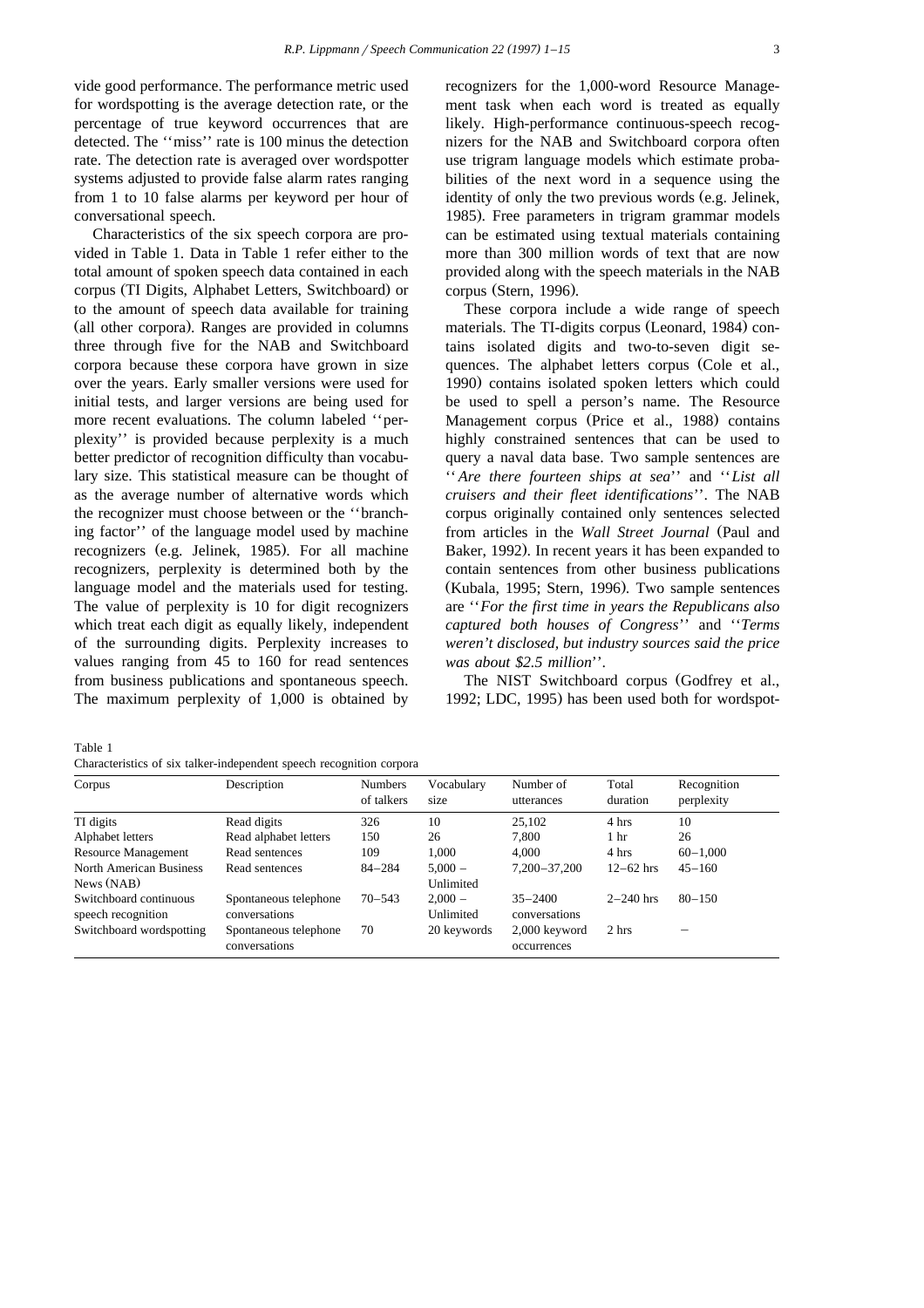vide good performance. The performance metric used for wordspotting is the average detection rate, or the percentage of true keyword occurrences that are detected. The ''miss'' rate is 100 minus the detection rate. The detection rate is averaged over wordspotter systems adjusted to provide false alarm rates ranging from 1 to 10 false alarms per keyword per hour of conversational speech.

Characteristics of the six speech corpora are provided in Table 1. Data in Table 1 refer either to the total amount of spoken speech data contained in each corpus (TI Digits, Alphabet Letters, Switchboard) or to the amount of speech data available for training (all other corpora). Ranges are provided in columns three through five for the NAB and Switchboard corpora because these corpora have grown in size over the years. Early smaller versions were used for initial tests, and larger versions are being used for more recent evaluations. The column labeled ''perplexity'' is provided because perplexity is a much better predictor of recognition difficulty than vocabulary size. This statistical measure can be thought of as the average number of alternative words which the recognizer must choose between or the ''branching factor'' of the language model used by machine recognizers (e.g. Jelinek, 1985). For all machine recognizers, perplexity is determined both by the language model and the materials used for testing. The value of perplexity is 10 for digit recognizers which treat each digit as equally likely, independent of the surrounding digits. Perplexity increases to values ranging from 45 to 160 for read sentences from business publications and spontaneous speech. The maximum perplexity of 1,000 is obtained by recognizers for the 1,000-word Resource Management task when each word is treated as equally likely. High-performance continuous-speech recognizers for the NAB and Switchboard corpora often use trigram language models which estimate probabilities of the next word in a sequence using the identity of only the two previous words (e.g. Jelinek, 1985). Free parameters in trigram grammar models can be estimated using textual materials containing more than 300 million words of text that are now provided along with the speech materials in the NAB corpus (Stern, 1996).

These corpora include a wide range of speech materials. The TI-digits corpus (Leonard, 1984) contains isolated digits and two-to-seven digit sequences. The alphabet letters corpus (Cole et al., 1990) contains isolated spoken letters which could be used to spell a person's name. The Resource Management corpus (Price et al., 1988) contains highly constrained sentences that can be used to query a naval data base. Two sample sentences are ''*Are there fourteen ships at sea*'' and ''*List all cruisers and their fleet identifications*''. The NAB corpus originally contained only sentences selected from articles in the *Wall Street Journal* (Paul and Baker, 1992). In recent years it has been expanded to contain sentences from other business publications (Kubala, 1995; Stern, 1996). Two sample sentences are ''*For the first time in years the Republicans also captured both houses of Congress*'' and ''*Terms weren't disclosed, but industry sources said the price was about $2.5 million*''.

The NIST Switchboard corpus (Godfrey et al., 1992; LDC, 1995) has been used both for wordspot-

Table 1
Characteristics of six talker-independent speech recognition corpora

| Corpus | Description | Numbers of talkers | Vocabulary size | Number of utterances | Total duration | Recognition perplexity |
|---|---|---|---|---|---|---|
| TI digits | Read digits | 326 | 10 | 25,102 | 4 hrs | 10 |
| Alphabet letters | Read alphabet letters | 150 | 26 | 7,800 | 1 hr | 26 |
| Resource Management | Read sentences | 109 | 1,000 | 4,000 | 4 hrs | 60–1,000 |
| North American Business News (NAB) | Read sentences | 84–284 | 5,000 – Unlimited | 7,200–37,200 | 12–62 hrs | 45–160 |
| Switchboard continuous speech recognition | Spontaneous telephone conversations | 70–543 | 2,000 – Unlimited | 35–2400 conversations | 2–240 hrs | 80–150 |
| Switchboard wordspotting | Spontaneous telephone conversations | 70 | 20 keywords | 2,000 keyword occurrences | 2 hrs | – |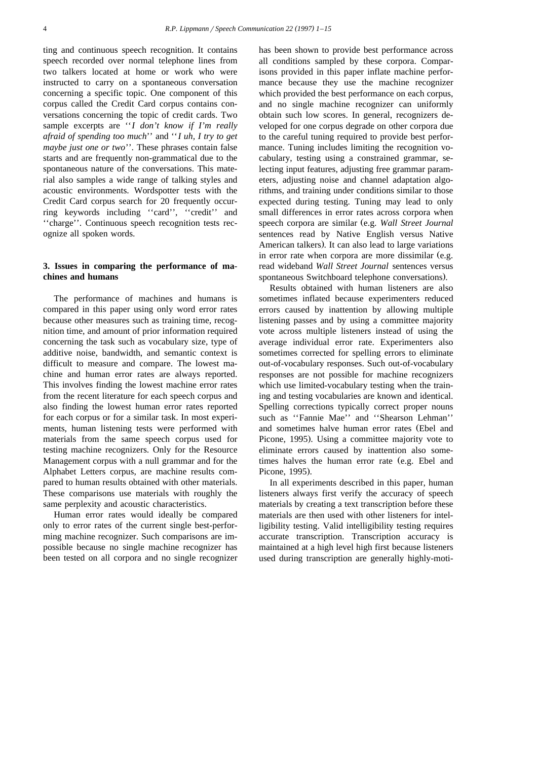ting and continuous speech recognition. It contains speech recorded over normal telephone lines from two talkers located at home or work who were instructed to carry on a spontaneous conversation concerning a specific topic. One component of this corpus called the Credit Card corpus contains conversations concerning the topic of credit cards. Two sample excerpts are ''*I don't know if I'm really afraid of spending too much*'' and ''*I uh, I try to get maybe just one or two*''. These phrases contain false starts and are frequently non-grammatical due to the spontaneous nature of the conversations. This material also samples a wide range of talking styles and acoustic environments. Wordspotter tests with the Credit Card corpus search for 20 frequently occurring keywords including ''card'', ''credit'' and ''charge''. Continuous speech recognition tests recognize all spoken words.

## 3. Issues in comparing the performance of machines and humans

The performance of machines and humans is compared in this paper using only word error rates because other measures such as training time, recognition time, and amount of prior information required concerning the task such as vocabulary size, type of additive noise, bandwidth, and semantic context is difficult to measure and compare. The lowest machine and human error rates are always reported. This involves finding the lowest machine error rates from the recent literature for each speech corpus and also finding the lowest human error rates reported for each corpus or for a similar task. In most experiments, human listening tests were performed with materials from the same speech corpus used for testing machine recognizers. Only for the Resource Management corpus with a null grammar and for the Alphabet Letters corpus, are machine results compared to human results obtained with other materials. These comparisons use materials with roughly the same perplexity and acoustic characteristics.

Human error rates would ideally be compared only to error rates of the current single best-performing machine recognizer. Such comparisons are impossible because no single machine recognizer has been tested on all corpora and no single recognizer has been shown to provide best performance across all conditions sampled by these corpora. Comparisons provided in this paper inflate machine performance because they use the machine recognizer which provided the best performance on each corpus, and no single machine recognizer can uniformly obtain such low scores. In general, recognizers developed for one corpus degrade on other corpora due to the careful tuning required to provide best performance. Tuning includes limiting the recognition vocabulary, testing using a constrained grammar, selecting input features, adjusting free grammar parameters, adjusting noise and channel adaptation algorithms, and training under conditions similar to those expected during testing. Tuning may lead to only small differences in error rates across corpora when speech corpora are similar (e.g. *Wall Street Journal* sentences read by Native English versus Native American talkers). It can also lead to large variations in error rate when corpora are more dissimilar (e.g. read wideband *Wall Street Journal* sentences versus spontaneous Switchboard telephone conversations).

Results obtained with human listeners are also sometimes inflated because experimenters reduced errors caused by inattention by allowing multiple listening passes and by using a committee majority vote across multiple listeners instead of using the average individual error rate. Experimenters also sometimes corrected for spelling errors to eliminate out-of-vocabulary responses. Such out-of-vocabulary responses are not possible for machine recognizers which use limited-vocabulary testing when the training and testing vocabularies are known and identical. Spelling corrections typically correct proper nouns such as ''Fannie Mae'' and ''Shearson Lehman'' and sometimes halve human error rates (Ebel and Picone, 1995). Using a committee majority vote to eliminate errors caused by inattention also sometimes halves the human error rate (e.g. Ebel and Picone, 1995).

In all experiments described in this paper, human listeners always first verify the accuracy of speech materials by creating a text transcription before these materials are then used with other listeners for intelligibility testing. Valid intelligibility testing requires accurate transcription. Transcription accuracy is maintained at a high level high first because listeners used during transcription are generally highly-moti-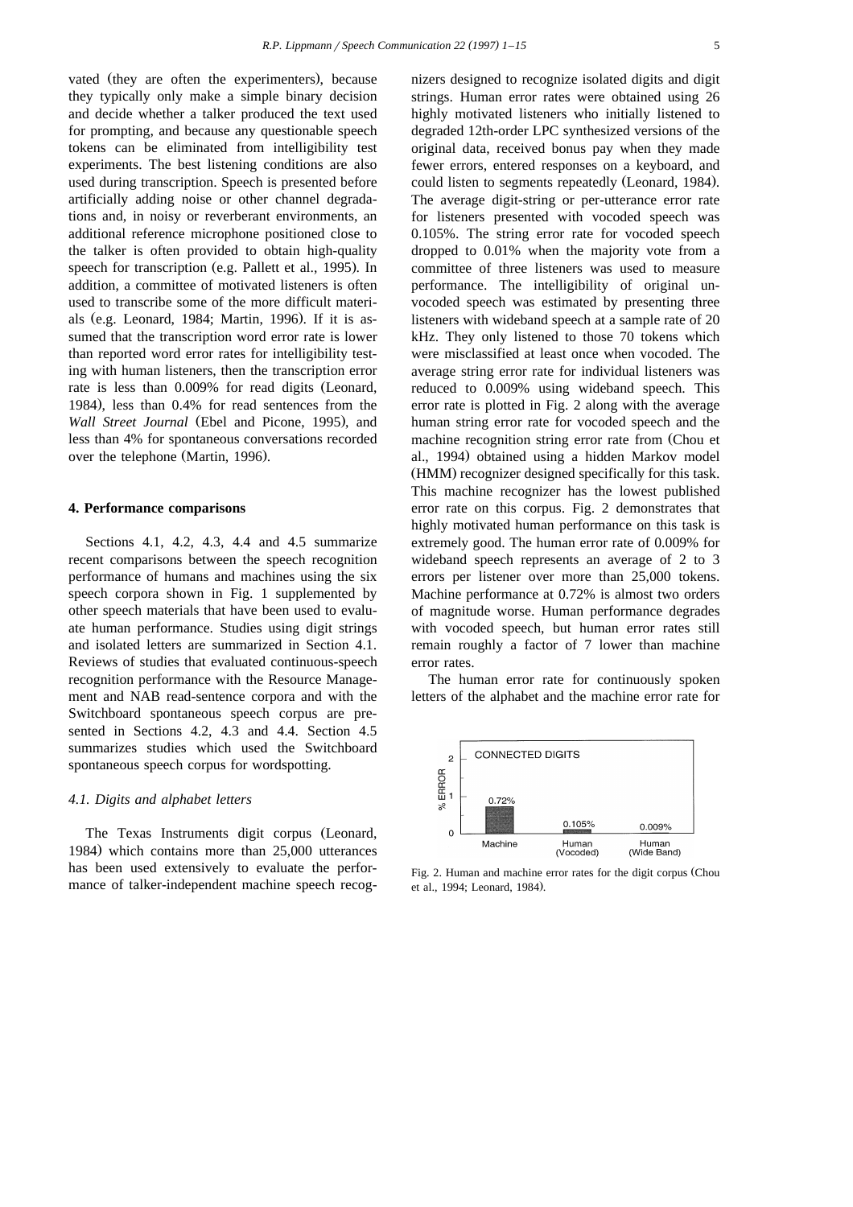vated (they are often the experimenters), because they typically only make a simple binary decision and decide whether a talker produced the text used for prompting, and because any questionable speech tokens can be eliminated from intelligibility test experiments. The best listening conditions are also used during transcription. Speech is presented before artificially adding noise or other channel degradations and, in noisy or reverberant environments, an additional reference microphone positioned close to the talker is often provided to obtain high-quality speech for transcription (e.g. Pallett et al., 1995). In addition, a committee of motivated listeners is often used to transcribe some of the more difficult materials (e.g. Leonard, 1984; Martin, 1996). If it is assumed that the transcription word error rate is lower than reported word error rates for intelligibility testing with human listeners, then the transcription error rate is less than 0.009% for read digits (Leonard, 1984), less than 0.4% for read sentences from the *Wall Street Journal* (Ebel and Picone, 1995), and less than 4% for spontaneous conversations recorded over the telephone (Martin, 1996).

## 4. Performance comparisons

Sections 4.1, 4.2, 4.3, 4.4 and 4.5 summarize recent comparisons between the speech recognition performance of humans and machines using the six speech corpora shown in Fig. 1 supplemented by other speech materials that have been used to evaluate human performance. Studies using digit strings and isolated letters are summarized in Section 4.1. Reviews of studies that evaluated continuous-speech recognition performance with the Resource Management and NAB read-sentence corpora and with the Switchboard spontaneous speech corpus are presented in Sections 4.2, 4.3 and 4.4. Section 4.5 summarizes studies which used the Switchboard spontaneous speech corpus for wordspotting.

### *4.1. Digits and alphabet letters*

The Texas Instruments digit corpus (Leonard, 1984) which contains more than 25,000 utterances has been used extensively to evaluate the performance of talker-independent machine speech recognizers designed to recognize isolated digits and digit strings. Human error rates were obtained using 26 highly motivated listeners who initially listened to degraded 12th-order LPC synthesized versions of the original data, received bonus pay when they made fewer errors, entered responses on a keyboard, and could listen to segments repeatedly (Leonard, 1984). The average digit-string or per-utterance error rate for listeners presented with vocoded speech was 0.105%. The string error rate for vocoded speech dropped to 0.01% when the majority vote from a committee of three listeners was used to measure performance. The intelligibility of original unvocoded speech was estimated by presenting three listeners with wideband speech at a sample rate of 20 kHz. They only listened to those 70 tokens which were misclassified at least once when vocoded. The average string error rate for individual listeners was reduced to 0.009% using wideband speech. This error rate is plotted in Fig. 2 along with the average human string error rate for vocoded speech and the machine recognition string error rate from (Chou et al., 1994) obtained using a hidden Markov model (HMM) recognizer designed specifically for this task. This machine recognizer has the lowest published error rate on this corpus. Fig. 2 demonstrates that highly motivated human performance on this task is extremely good. The human error rate of 0.009% for wideband speech represents an average of 2 to 3 errors per listener over more than 25,000 tokens. Machine performance at 0.72% is almost two orders of magnitude worse. Human performance degrades with vocoded speech, but human error rates still remain roughly a factor of 7 lower than machine error rates.

The human error rate for continuously spoken letters of the alphabet and the machine error rate for

Fig. 2. Human and machine error rates for the digit corpus (Chou et al., 1994; Leonard, 1984).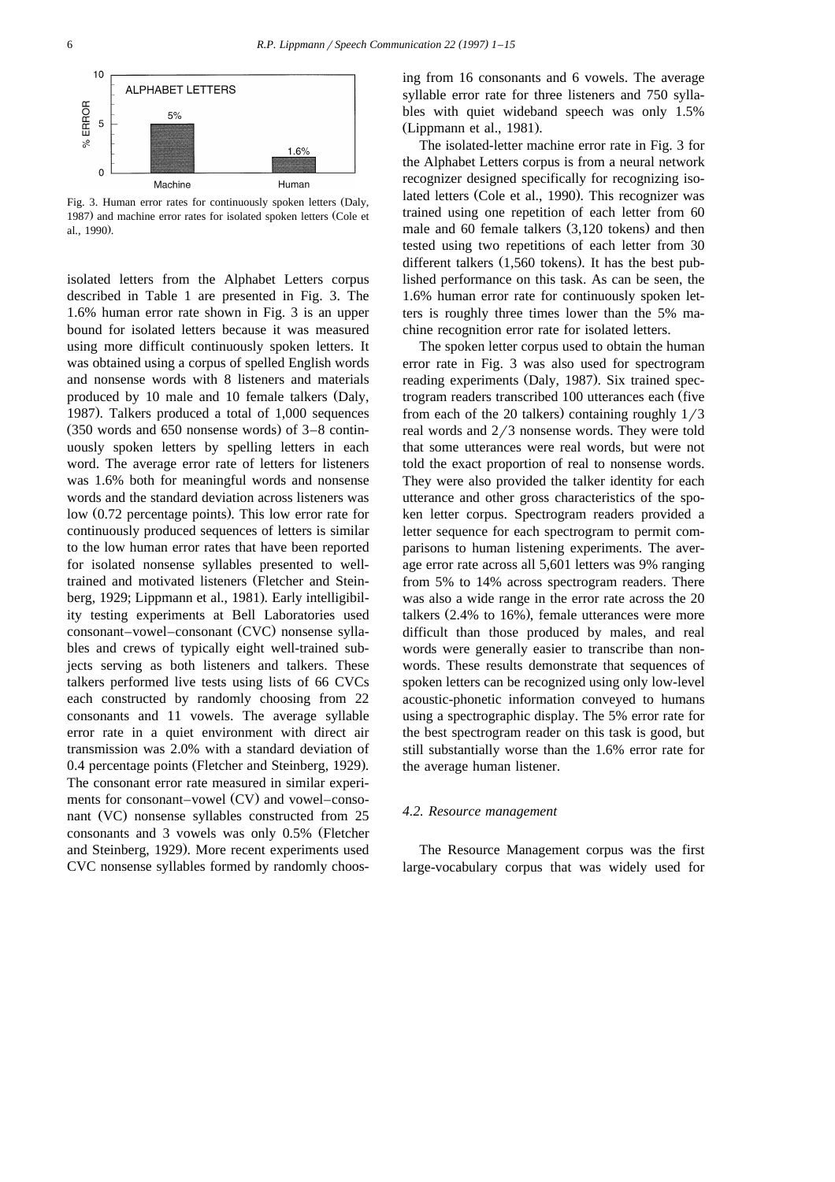Fig. 3. Human error rates for continuously spoken letters (Daly, 1987) and machine error rates for isolated spoken letters (Cole et al., 1990).

isolated letters from the Alphabet Letters corpus described in Table 1 are presented in Fig. 3. The 1.6% human error rate shown in Fig. 3 is an upper bound for isolated letters because it was measured using more difficult continuously spoken letters. It was obtained using a corpus of spelled English words and nonsense words with 8 listeners and materials produced by 10 male and 10 female talkers (Daly, 1987). Talkers produced a total of 1,000 sequences (350 words and 650 nonsense words) of 3–8 continuously spoken letters by spelling letters in each word. The average error rate of letters for listeners was 1.6% both for meaningful words and nonsense words and the standard deviation across listeners was low (0.72 percentage points). This low error rate for continuously produced sequences of letters is similar to the low human error rates that have been reported for isolated nonsense syllables presented to well-trained and motivated listeners (Fletcher and Steinberg, 1929; Lippmann et al., 1981). Early intelligibility testing experiments at Bell Laboratories used consonant–vowel–consonant (CVC) nonsense syllables and crews of typically eight well-trained subjects serving as both listeners and talkers. These talkers performed live tests using lists of 66 CVCs each constructed by randomly choosing from 22 consonants and 11 vowels. The average syllable error rate in a quiet environment with direct air transmission was 2.0% with a standard deviation of 0.4 percentage points (Fletcher and Steinberg, 1929). The consonant error rate measured in similar experiments for consonant–vowel (CV) and vowel–consonant (VC) nonsense syllables constructed from 25 consonants and 3 vowels was only 0.5% (Fletcher and Steinberg, 1929). More recent experiments used CVC nonsense syllables formed by randomly choosing from 16 consonants and 6 vowels. The average syllable error rate for three listeners and 750 syllables with quiet wideband speech was only 1.5% (Lippmann et al., 1981).

The isolated-letter machine error rate in Fig. 3 for the Alphabet Letters corpus is from a neural network recognizer designed specifically for recognizing isolated letters (Cole et al., 1990). This recognizer was trained using one repetition of each letter from 60 male and 60 female talkers (3,120 tokens) and then tested using two repetitions of each letter from 30 different talkers (1,560 tokens). It has the best published performance on this task. As can be seen, the 1.6% human error rate for continuously spoken letters is roughly three times lower than the 5% machine recognition error rate for isolated letters.

The spoken letter corpus used to obtain the human error rate in Fig. 3 was also used for spectrogram reading experiments (Daly, 1987). Six trained spectrogram readers transcribed 100 utterances each (five from each of the 20 talkers) containing roughly 1/3 real words and 2/3 nonsense words. They were told that some utterances were real words, but were not told the exact proportion of real to nonsense words. They were also provided the talker identity for each utterance and other gross characteristics of the spoken letter corpus. Spectrogram readers provided a letter sequence for each spectrogram to permit comparisons to human listening experiments. The average error rate across all 5,601 letters was 9% ranging from 5% to 14% across spectrogram readers. There was also a wide range in the error rate across the 20 talkers (2.4% to 16%), female utterances were more difficult than those produced by males, and real words were generally easier to transcribe than nonwords. These results demonstrate that sequences of spoken letters can be recognized using only low-level acoustic-phonetic information conveyed to humans using a spectrographic display. The 5% error rate for the best spectrogram reader on this task is good, but still substantially worse than the 1.6% error rate for the average human listener.

### 4.2. Resource management

The Resource Management corpus was the first large-vocabulary corpus that was widely used for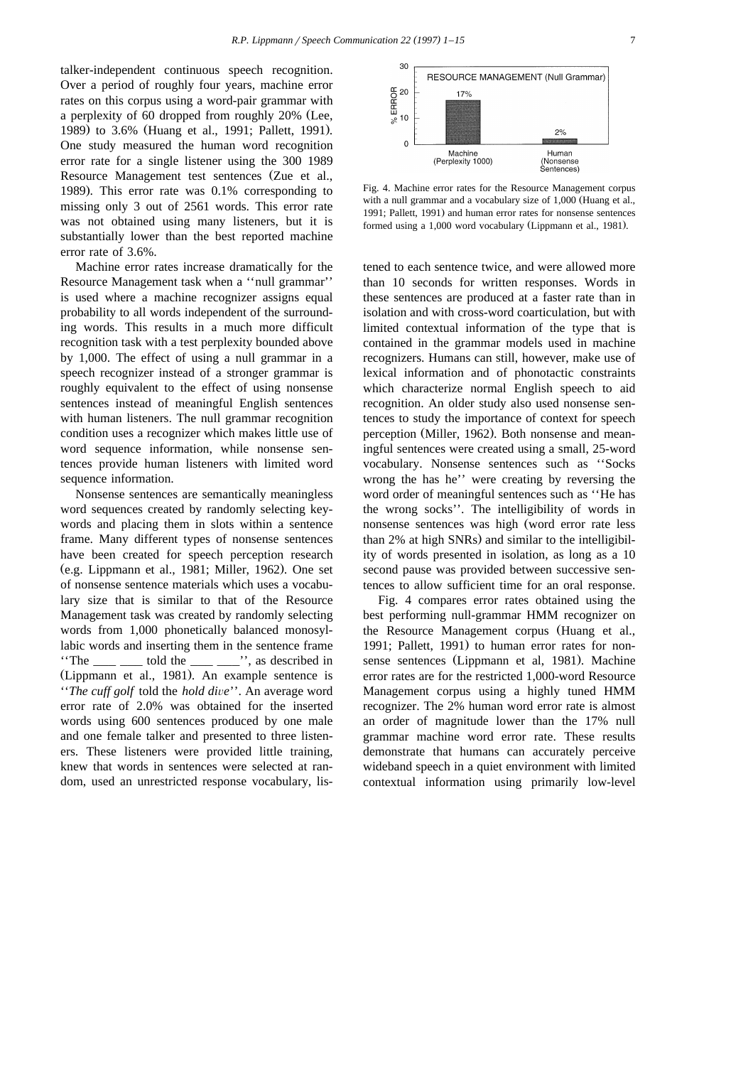talker-independent continuous speech recognition. Over a period of roughly four years, machine error rates on this corpus using a word-pair grammar with a perplexity of 60 dropped from roughly 20% (Lee, 1989) to 3.6% (Huang et al., 1991; Pallett, 1991). One study measured the human word recognition error rate for a single listener using the 300 1989 Resource Management test sentences (Zue et al., 1989). This error rate was 0.1% corresponding to missing only 3 out of 2561 words. This error rate was not obtained using many listeners, but it is substantially lower than the best reported machine error rate of 3.6%.

Machine error rates increase dramatically for the Resource Management task when a ''null grammar'' is used where a machine recognizer assigns equal probability to all words independent of the surrounding words. This results in a much more difficult recognition task with a test perplexity bounded above by 1,000. The effect of using a null grammar in a speech recognizer instead of a stronger grammar is roughly equivalent to the effect of using nonsense sentences instead of meaningful English sentences with human listeners. The null grammar recognition condition uses a recognizer which makes little use of word sequence information, while nonsense sentences provide human listeners with limited word sequence information.

Nonsense sentences are semantically meaningless word sequences created by randomly selecting keywords and placing them in slots within a sentence frame. Many different types of nonsense sentences have been created for speech perception research (e.g. Lippmann et al., 1981; Miller, 1962). One set of nonsense sentence materials which uses a vocabulary size that is similar to that of the Resource Management task was created by randomly selecting words from 1,000 phonetically balanced monosyllabic words and inserting them in the sentence frame ''The ____ ____ told the ____ ____'', as described in (Lippmann et al., 1981). An example sentence is ''*The cuff golf* told the *hold dive*''. An average word error rate of 2.0% was obtained for the inserted words using 600 sentences produced by one male and one female talker and presented to three listeners. These listeners were provided little training, knew that words in sentences were selected at random, used an unrestricted response vocabulary, listened to each sentence twice, and were allowed more than 10 seconds for written responses. Words in these sentences are produced at a faster rate than in isolation and with cross-word coarticulation, but with limited contextual information of the type that is contained in the grammar models used in machine recognizers. Humans can still, however, make use of lexical information and of phonotactic constraints which characterize normal English speech to aid recognition. An older study also used nonsense sentences to study the importance of context for speech perception (Miller, 1962). Both nonsense and meaningful sentences were created using a small, 25-word vocabulary. Nonsense sentences such as ''Socks wrong the has he'' were creating by reversing the word order of meaningful sentences such as ''He has the wrong socks''. The intelligibility of words in nonsense sentences was high (word error rate less than 2% at high SNRs) and similar to the intelligibility of words presented in isolation, as long as a 10 second pause was provided between successive sentences to allow sufficient time for an oral response.

Fig. 4. Machine error rates for the Resource Management corpus with a null grammar and a vocabulary size of 1,000 (Huang et al., 1991; Pallett, 1991) and human error rates for nonsense sentences formed using a 1,000 word vocabulary (Lippmann et al., 1981).

Fig. 4 compares error rates obtained using the best performing null-grammar HMM recognizer on the Resource Management corpus (Huang et al., 1991; Pallett, 1991) to human error rates for nonsense sentences (Lippmann et al, 1981). Machine error rates are for the restricted 1,000-word Resource Management corpus using a highly tuned HMM recognizer. The 2% human word error rate is almost an order of magnitude lower than the 17% null grammar machine word error rate. These results demonstrate that humans can accurately perceive wideband speech in a quiet environment with limited contextual information using primarily low-level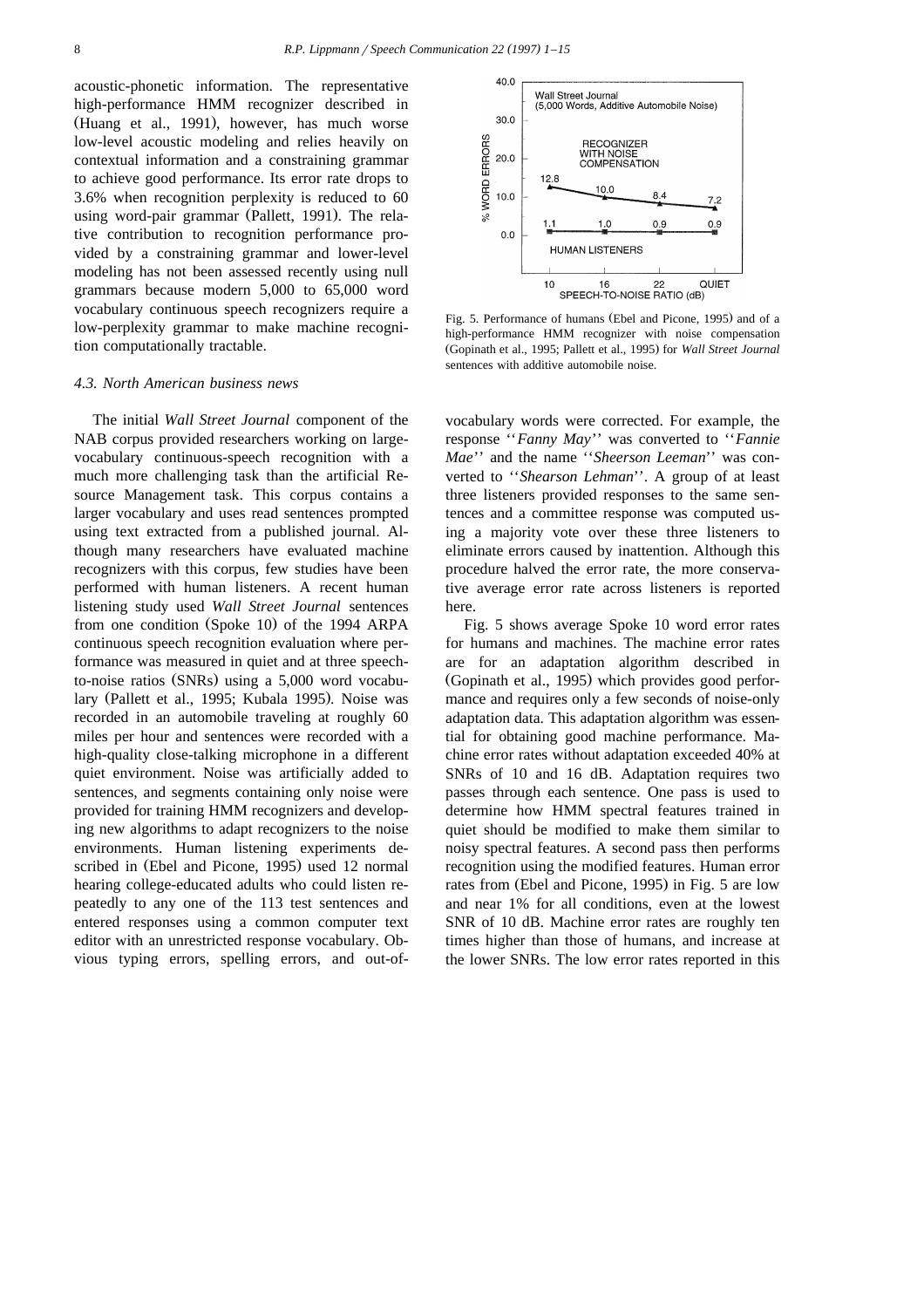acoustic-phonetic information. The representative high-performance HMM recognizer described in (Huang et al., 1991), however, has much worse low-level acoustic modeling and relies heavily on contextual information and a constraining grammar to achieve good performance. Its error rate drops to 3.6% when recognition perplexity is reduced to 60 using word-pair grammar (Pallett, 1991). The relative contribution to recognition performance provided by a constraining grammar and lower-level modeling has not been assessed recently using null grammars because modern 5,000 to 65,000 word vocabulary continuous speech recognizers require a low-perplexity grammar to make machine recognition computationally tractable.

### 4.3. North American business news

The initial *Wall Street Journal* component of the NAB corpus provided researchers working on large-vocabulary continuous-speech recognition with a much more challenging task than the artificial Resource Management task. This corpus contains a larger vocabulary and uses read sentences prompted using text extracted from a published journal. Although many researchers have evaluated machine recognizers with this corpus, few studies have been performed with human listeners. A recent human listening study used *Wall Street Journal* sentences from one condition (Spoke 10) of the 1994 ARPA continuous speech recognition evaluation where performance was measured in quiet and at three speech-to-noise ratios (SNRs) using a 5,000 word vocabulary (Pallett et al., 1995; Kubala 1995). Noise was recorded in an automobile traveling at roughly 60 miles per hour and sentences were recorded with a high-quality close-talking microphone in a different quiet environment. Noise was artificially added to sentences, and segments containing only noise were provided for training HMM recognizers and developing new algorithms to adapt recognizers to the noise environments. Human listening experiments described in (Ebel and Picone, 1995) used 12 normal hearing college-educated adults who could listen repeatedly to any one of the 113 test sentences and entered responses using a common computer text editor with an unrestricted response vocabulary. Obvious typing errors, spelling errors, and out-of-vocabulary words were corrected. For example, the response ''*Fanny May*'' was converted to ''*Fannie Mae*'' and the name ''*Sheerson Leeman*'' was converted to ''*Shearson Lehman*''. A group of at least three listeners provided responses to the same sentences and a committee response was computed using a majority vote over these three listeners to eliminate errors caused by inattention. Although this procedure halved the error rate, the more conservative average error rate across listeners is reported here.

Fig. 5. Performance of humans (Ebel and Picone, 1995) and of a high-performance HMM recognizer with noise compensation (Gopinath et al., 1995; Pallett et al., 1995) for *Wall Street Journal* sentences with additive automobile noise.

Fig. 5 shows average Spoke 10 word error rates for humans and machines. The machine error rates are for an adaptation algorithm described in (Gopinath et al., 1995) which provides good performance and requires only a few seconds of noise-only adaptation data. This adaptation algorithm was essential for obtaining good machine performance. Machine error rates without adaptation exceeded 40% at SNRs of 10 and 16 dB. Adaptation requires two passes through each sentence. One pass is used to determine how HMM spectral features trained in quiet should be modified to make them similar to noisy spectral features. A second pass then performs recognition using the modified features. Human error rates from (Ebel and Picone, 1995) in Fig. 5 are low and near 1% for all conditions, even at the lowest SNR of 10 dB. Machine error rates are roughly ten times higher than those of humans, and increase at the lower SNRs. The low error rates reported in this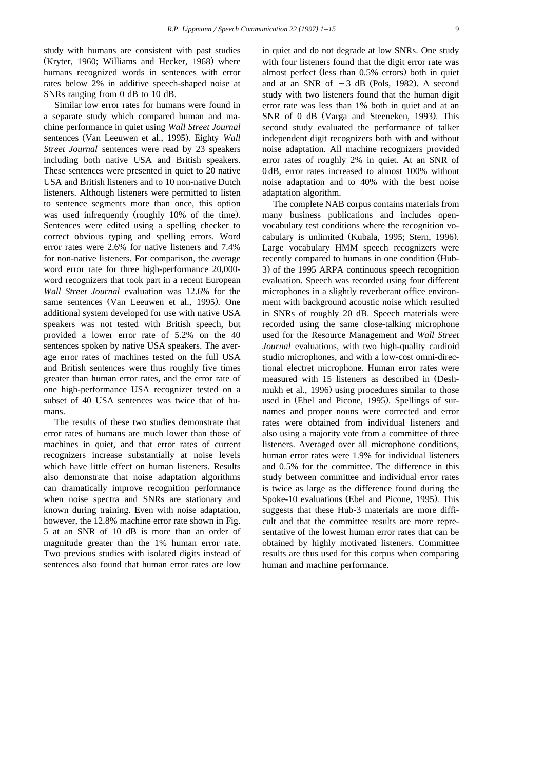study with humans are consistent with past studies (Kryter, 1960; Williams and Hecker, 1968) where humans recognized words in sentences with error rates below 2% in additive speech-shaped noise at SNRs ranging from 0 dB to 10 dB.

Similar low error rates for humans were found in a separate study which compared human and machine performance in quiet using *Wall Street Journal* sentences (Van Leeuwen et al., 1995). Eighty *Wall Street Journal* sentences were read by 23 speakers including both native USA and British speakers. These sentences were presented in quiet to 20 native USA and British listeners and to 10 non-native Dutch listeners. Although listeners were permitted to listen to sentence segments more than once, this option was used infrequently (roughly 10% of the time). Sentences were edited using a spelling checker to correct obvious typing and spelling errors. Word error rates were 2.6% for native listeners and 7.4% for non-native listeners. For comparison, the average word error rate for three high-performance 20,000-word recognizers that took part in a recent European *Wall Street Journal* evaluation was 12.6% for the same sentences (Van Leeuwen et al., 1995). One additional system developed for use with native USA speakers was not tested with British speech, but provided a lower error rate of 5.2% on the 40 sentences spoken by native USA speakers. The average error rates of machines tested on the full USA and British sentences were thus roughly five times greater than human error rates, and the error rate of one high-performance USA recognizer tested on a subset of 40 USA sentences was twice that of humans.

The results of these two studies demonstrate that error rates of humans are much lower than those of machines in quiet, and that error rates of current recognizers increase substantially at noise levels which have little effect on human listeners. Results also demonstrate that noise adaptation algorithms can dramatically improve recognition performance when noise spectra and SNRs are stationary and known during training. Even with noise adaptation, however, the 12.8% machine error rate shown in Fig. 5 at an SNR of 10 dB is more than an order of magnitude greater than the 1% human error rate. Two previous studies with isolated digits instead of sentences also found that human error rates are low in quiet and do not degrade at low SNRs. One study with four listeners found that the digit error rate was almost perfect (less than 0.5% errors) both in quiet and at an SNR of $-3$ dB (Pols, 1982). A second study with two listeners found that the human digit error rate was less than 1% both in quiet and at an SNR of 0 dB (Varga and Steeneken, 1993). This second study evaluated the performance of talker independent digit recognizers both with and without noise adaptation. All machine recognizers provided error rates of roughly 2% in quiet. At an SNR of 0 dB, error rates increased to almost 100% without noise adaptation and to 40% with the best noise adaptation algorithm.

The complete NAB corpus contains materials from many business publications and includes open-vocabulary test conditions where the recognition vocabulary is unlimited (Kubala, 1995; Stern, 1996). Large vocabulary HMM speech recognizers were recently compared to humans in one condition (Hub-3) of the 1995 ARPA continuous speech recognition evaluation. Speech was recorded using four different microphones in a slightly reverberant office environment with background acoustic noise which resulted in SNRs of roughly 20 dB. Speech materials were recorded using the same close-talking microphone used for the Resource Management and *Wall Street Journal* evaluations, with two high-quality cardioid studio microphones, and with a low-cost omni-directional electret microphone. Human error rates were measured with 15 listeners as described in (Deshmukh et al., 1996) using procedures similar to those used in (Ebel and Picone, 1995). Spellings of surnames and proper nouns were corrected and error rates were obtained from individual listeners and also using a majority vote from a committee of three listeners. Averaged over all microphone conditions, human error rates were 1.9% for individual listeners and 0.5% for the committee. The difference in this study between committee and individual error rates is twice as large as the difference found during the Spoke-10 evaluations (Ebel and Picone, 1995). This suggests that these Hub-3 materials are more difficult and that the committee results are more representative of the lowest human error rates that can be obtained by highly motivated listeners. Committee results are thus used for this corpus when comparing human and machine performance.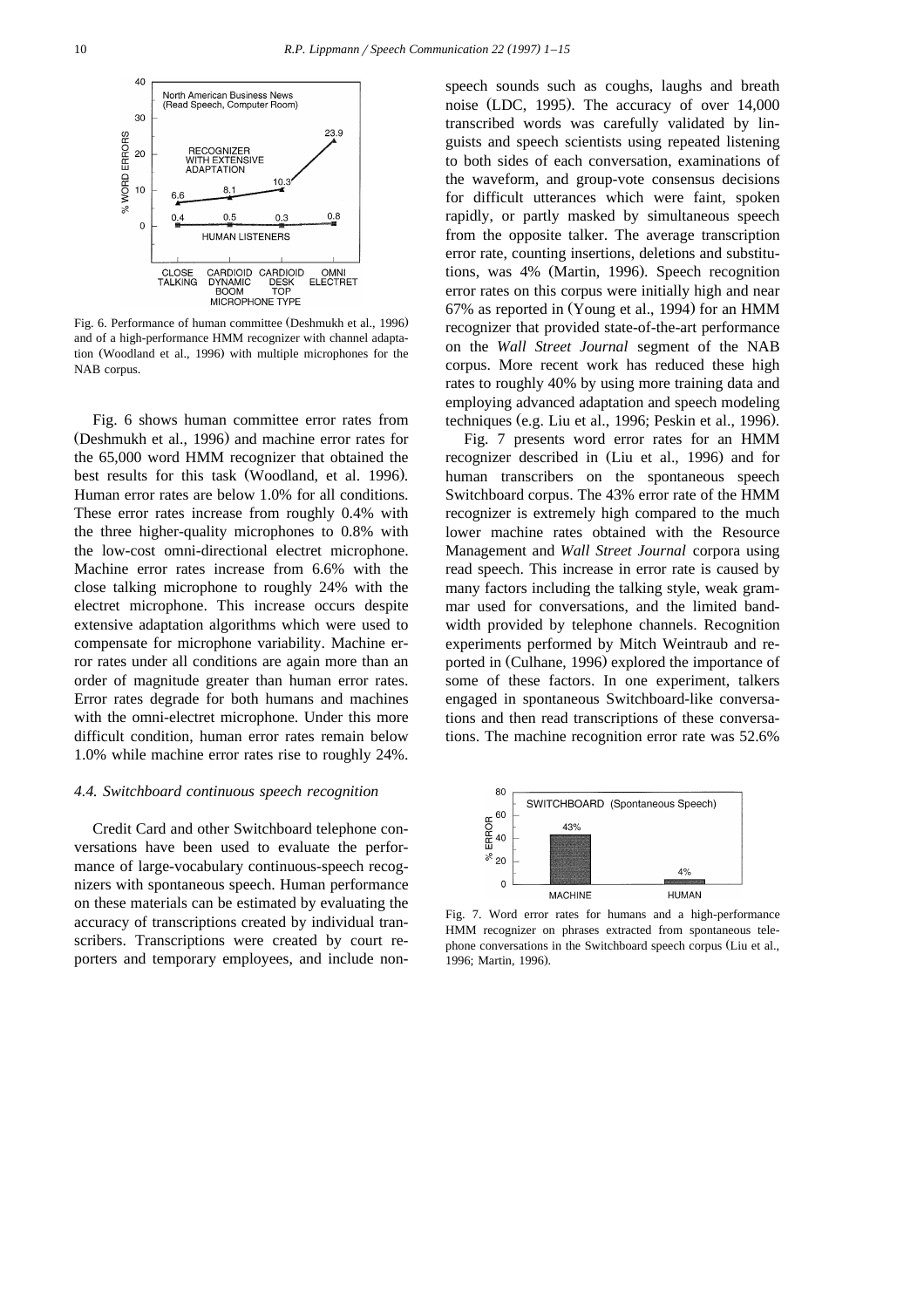Fig. 6. Performance of human committee (Deshmukh et al., 1996) and of a high-performance HMM recognizer with channel adaptation (Woodland et al., 1996) with multiple microphones for the NAB corpus.

Fig. 6 shows human committee error rates from (Deshmukh et al., 1996) and machine error rates for the 65,000 word HMM recognizer that obtained the best results for this task (Woodland, et al. 1996). Human error rates are below 1.0% for all conditions. These error rates increase from roughly 0.4% with the three higher-quality microphones to 0.8% with the low-cost omni-directional electret microphone. Machine error rates increase from 6.6% with the close talking microphone to roughly 24% with the electret microphone. This increase occurs despite extensive adaptation algorithms which were used to compensate for microphone variability. Machine error rates under all conditions are again more than an order of magnitude greater than human error rates. Error rates degrade for both humans and machines with the omni-electret microphone. Under this more difficult condition, human error rates remain below 1.0% while machine error rates rise to roughly 24%.

### 4.4. Switchboard continuous speech recognition

Credit Card and other Switchboard telephone conversations have been used to evaluate the performance of large-vocabulary continuous-speech recognizers with spontaneous speech. Human performance on these materials can be estimated by evaluating the accuracy of transcriptions created by individual transcribers. Transcriptions were created by court reporters and temporary employees, and include non-speech sounds such as coughs, laughs and breath noise (LDC, 1995). The accuracy of over 14,000 transcribed words was carefully validated by linguists and speech scientists using repeated listening to both sides of each conversation, examinations of the waveform, and group-vote consensus decisions for difficult utterances which were faint, spoken rapidly, or partly masked by simultaneous speech from the opposite talker. The average transcription error rate, counting insertions, deletions and substitutions, was 4% (Martin, 1996). Speech recognition error rates on this corpus were initially high and near 67% as reported in (Young et al., 1994) for an HMM recognizer that provided state-of-the-art performance on the *Wall Street Journal* segment of the NAB corpus. More recent work has reduced these high rates to roughly 40% by using more training data and employing advanced adaptation and speech modeling techniques (e.g. Liu et al., 1996; Peskin et al., 1996).

Fig. 7 presents word error rates for an HMM recognizer described in (Liu et al., 1996) and for human transcribers on the spontaneous speech Switchboard corpus. The 43% error rate of the HMM recognizer is extremely high compared to the much lower machine rates obtained with the Resource Management and *Wall Street Journal* corpora using read speech. This increase in error rate is caused by many factors including the talking style, weak grammar used for conversations, and the limited bandwidth provided by telephone channels. Recognition experiments performed by Mitch Weintraub and reported in (Culhane, 1996) explored the importance of some of these factors. In one experiment, talkers engaged in spontaneous Switchboard-like conversations and then read transcriptions of these conversations. The machine recognition error rate was 52.6%

Fig. 7. Word error rates for humans and a high-performance HMM recognizer on phrases extracted from spontaneous telephone conversations in the Switchboard speech corpus (Liu et al., 1996; Martin, 1996).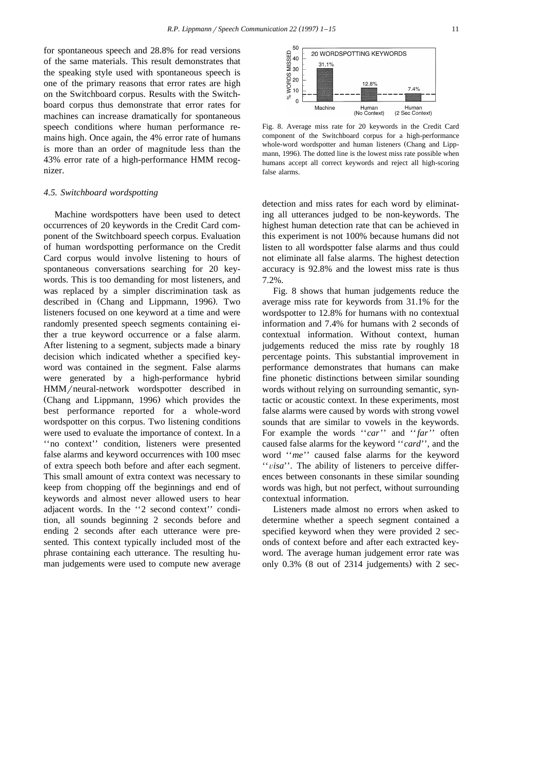for spontaneous speech and 28.8% for read versions of the same materials. This result demonstrates that the speaking style used with spontaneous speech is one of the primary reasons that error rates are high on the Switchboard corpus. Results with the Switchboard corpus thus demonstrate that error rates for machines can increase dramatically for spontaneous speech conditions where human performance remains high. Once again, the 4% error rate of humans is more than an order of magnitude less than the 43% error rate of a high-performance HMM recognizer.

### 4.5. Switchboard wordspotting

Machine wordspotters have been used to detect occurrences of 20 keywords in the Credit Card component of the Switchboard speech corpus. Evaluation of human wordspotting performance on the Credit Card corpus would involve listening to hours of spontaneous conversations searching for 20 keywords. This is too demanding for most listeners, and was replaced by a simpler discrimination task as described in (Chang and Lippmann, 1996). Two listeners focused on one keyword at a time and were randomly presented speech segments containing either a true keyword occurrence or a false alarm. After listening to a segment, subjects made a binary decision which indicated whether a specified keyword was contained in the segment. False alarms were generated by a high-performance hybrid HMM/neural-network wordspotter described in (Chang and Lippmann, 1996) which provides the best performance reported for a whole-word wordspotter on this corpus. Two listening conditions were used to evaluate the importance of context. In a ''no context'' condition, listeners were presented false alarms and keyword occurrences with 100 msec of extra speech both before and after each segment. This small amount of extra context was necessary to keep from chopping off the beginnings and end of keywords and almost never allowed users to hear adjacent words. In the ''2 second context'' condition, all sounds beginning 2 seconds before and ending 2 seconds after each utterance were presented. This context typically included most of the phrase containing each utterance. The resulting human judgements were used to compute new average detection and miss rates for each word by eliminating all utterances judged to be non-keywords. The highest human detection rate that can be achieved in this experiment is not 100% because humans did not listen to all wordspotter false alarms and thus could not eliminate all false alarms. The highest detection accuracy is 92.8% and the lowest miss rate is thus 7.2%.

Fig. 8. Average miss rate for 20 keywords in the Credit Card component of the Switchboard corpus for a high-performance whole-word wordspotter and human listeners (Chang and Lippmann, 1996). The dotted line is the lowest miss rate possible when humans accept all correct keywords and reject all high-scoring false alarms.

Fig. 8 shows that human judgements reduce the average miss rate for keywords from 31.1% for the wordspotter to 12.8% for humans with no contextual information and 7.4% for humans with 2 seconds of contextual information. Without context, human judgements reduced the miss rate by roughly 18 percentage points. This substantial improvement in performance demonstrates that humans can make fine phonetic distinctions between similar sounding words without relying on surrounding semantic, syntactic or acoustic context. In these experiments, most false alarms were caused by words with strong vowel sounds that are similar to vowels in the keywords. For example the words ''*car*'' and ''*far*'' often caused false alarms for the keyword ''*card*'', and the word ''*me*'' caused false alarms for the keyword ''*visa*''. The ability of listeners to perceive differences between consonants in these similar sounding words was high, but not perfect, without surrounding contextual information.

Listeners made almost no errors when asked to determine whether a speech segment contained a specified keyword when they were provided 2 seconds of context before and after each extracted keyword. The average human judgement error rate was only 0.3% (8 out of 2314 judgements) with 2 sec-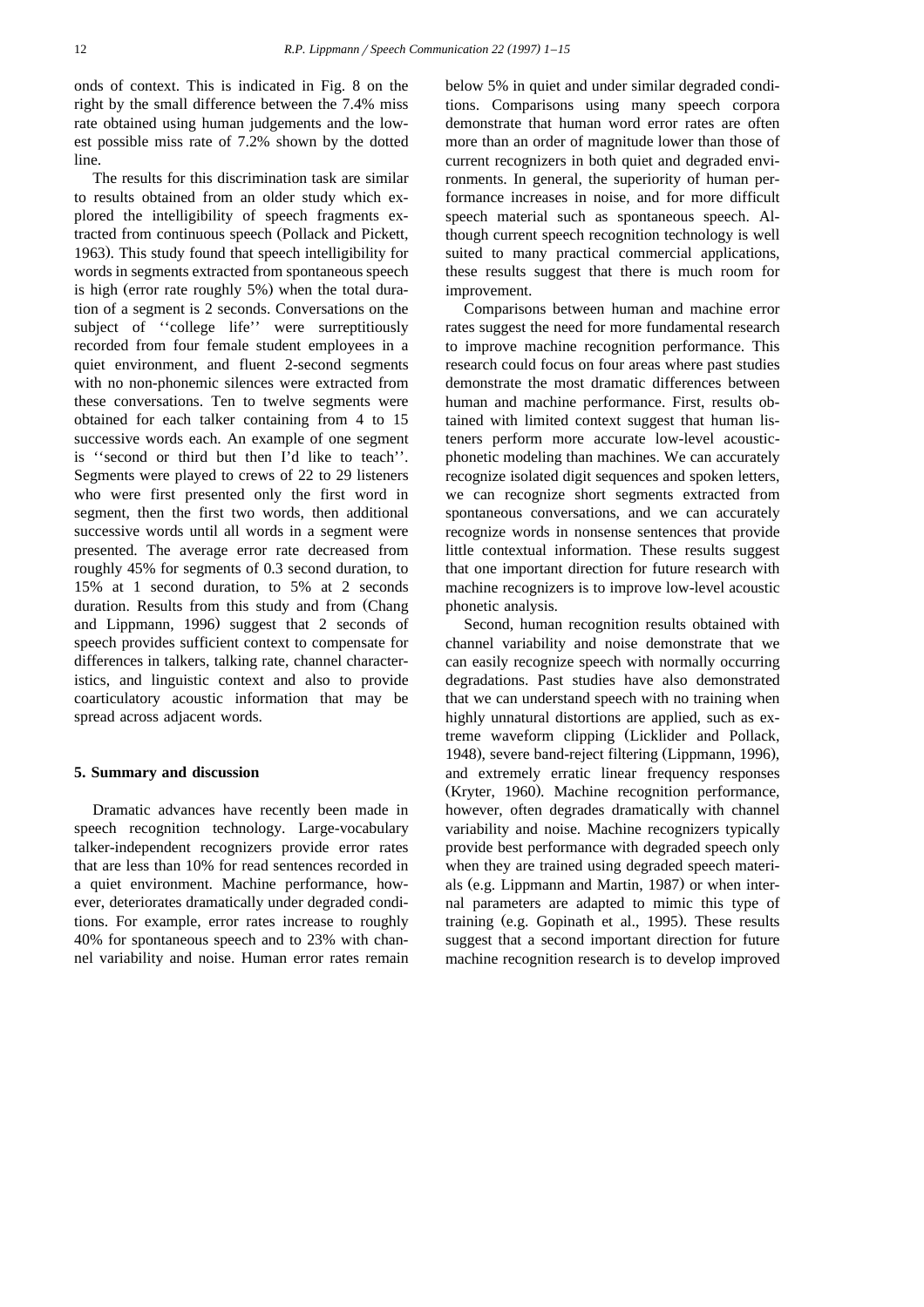onds of context. This is indicated in Fig. 8 on the right by the small difference between the 7.4% miss rate obtained using human judgements and the lowest possible miss rate of 7.2% shown by the dotted line.

The results for this discrimination task are similar to results obtained from an older study which explored the intelligibility of speech fragments extracted from continuous speech (Pollack and Pickett, 1963). This study found that speech intelligibility for words in segments extracted from spontaneous speech is high (error rate roughly 5%) when the total duration of a segment is 2 seconds. Conversations on the subject of ''college life'' were surreptitiously recorded from four female student employees in a quiet environment, and fluent 2-second segments with no non-phonemic silences were extracted from these conversations. Ten to twelve segments were obtained for each talker containing from 4 to 15 successive words each. An example of one segment is ''second or third but then I'd like to teach''. Segments were played to crews of 22 to 29 listeners who were first presented only the first word in segment, then the first two words, then additional successive words until all words in a segment were presented. The average error rate decreased from roughly 45% for segments of 0.3 second duration, to 15% at 1 second duration, to 5% at 2 seconds duration. Results from this study and from (Chang and Lippmann, 1996) suggest that 2 seconds of speech provides sufficient context to compensate for differences in talkers, talking rate, channel characteristics, and linguistic context and also to provide coarticulatory acoustic information that may be spread across adjacent words.

## 5. Summary and discussion

Dramatic advances have recently been made in speech recognition technology. Large-vocabulary talker-independent recognizers provide error rates that are less than 10% for read sentences recorded in a quiet environment. Machine performance, however, deteriorates dramatically under degraded conditions. For example, error rates increase to roughly 40% for spontaneous speech and to 23% with channel variability and noise. Human error rates remain below 5% in quiet and under similar degraded conditions. Comparisons using many speech corpora demonstrate that human word error rates are often more than an order of magnitude lower than those of current recognizers in both quiet and degraded environments. In general, the superiority of human performance increases in noise, and for more difficult speech material such as spontaneous speech. Although current speech recognition technology is well suited to many practical commercial applications, these results suggest that there is much room for improvement.

Comparisons between human and machine error rates suggest the need for more fundamental research to improve machine recognition performance. This research could focus on four areas where past studies demonstrate the most dramatic differences between human and machine performance. First, results obtained with limited context suggest that human listeners perform more accurate low-level acoustic-phonetic modeling than machines. We can accurately recognize isolated digit sequences and spoken letters, we can recognize short segments extracted from spontaneous conversations, and we can accurately recognize words in nonsense sentences that provide little contextual information. These results suggest that one important direction for future research with machine recognizers is to improve low-level acoustic phonetic analysis.

Second, human recognition results obtained with channel variability and noise demonstrate that we can easily recognize speech with normally occurring degradations. Past studies have also demonstrated that we can understand speech with no training when highly unnatural distortions are applied, such as extreme waveform clipping (Licklider and Pollack, 1948), severe band-reject filtering (Lippmann, 1996), and extremely erratic linear frequency responses (Kryter, 1960). Machine recognition performance, however, often degrades dramatically with channel variability and noise. Machine recognizers typically provide best performance with degraded speech only when they are trained using degraded speech materials (e.g. Lippmann and Martin, 1987) or when internal parameters are adapted to mimic this type of training (e.g. Gopinath et al., 1995). These results suggest that a second important direction for future machine recognition research is to develop improved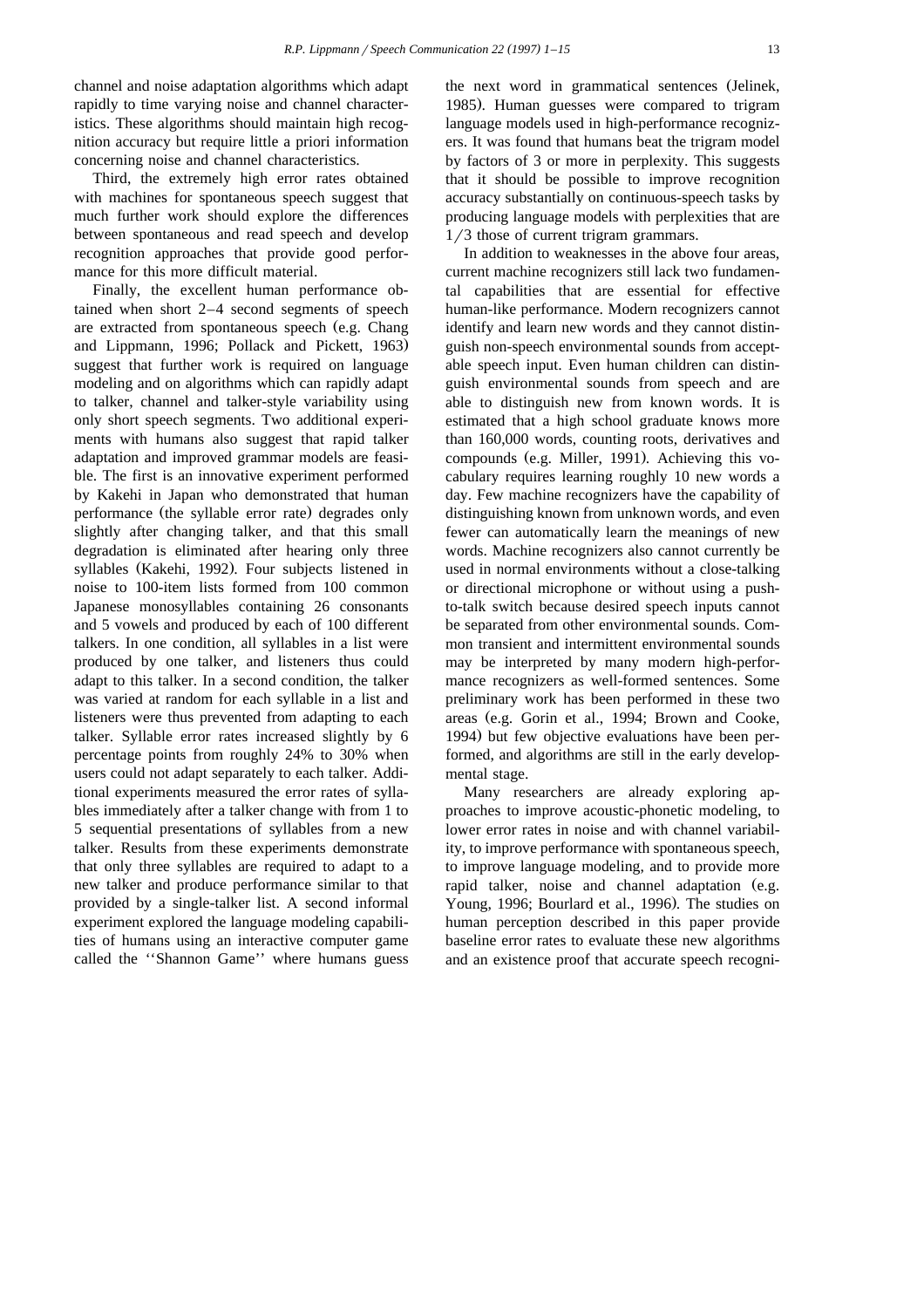channel and noise adaptation algorithms which adapt rapidly to time varying noise and channel characteristics. These algorithms should maintain high recognition accuracy but require little a priori information concerning noise and channel characteristics.

Third, the extremely high error rates obtained with machines for spontaneous speech suggest that much further work should explore the differences between spontaneous and read speech and develop recognition approaches that provide good performance for this more difficult material.

Finally, the excellent human performance obtained when short 2–4 second segments of speech are extracted from spontaneous speech (e.g. Chang and Lippmann, 1996; Pollack and Pickett, 1963) suggest that further work is required on language modeling and on algorithms which can rapidly adapt to talker, channel and talker-style variability using only short speech segments. Two additional experiments with humans also suggest that rapid talker adaptation and improved grammar models are feasible. The first is an innovative experiment performed by Kakehi in Japan who demonstrated that human performance (the syllable error rate) degrades only slightly after changing talker, and that this small degradation is eliminated after hearing only three syllables (Kakehi, 1992). Four subjects listened in noise to 100-item lists formed from 100 common Japanese monosyllables containing 26 consonants and 5 vowels and produced by each of 100 different talkers. In one condition, all syllables in a list were produced by one talker, and listeners thus could adapt to this talker. In a second condition, the talker was varied at random for each syllable in a list and listeners were thus prevented from adapting to each talker. Syllable error rates increased slightly by 6 percentage points from roughly 24% to 30% when users could not adapt separately to each talker. Additional experiments measured the error rates of syllables immediately after a talker change with from 1 to 5 sequential presentations of syllables from a new talker. Results from these experiments demonstrate that only three syllables are required to adapt to a new talker and produce performance similar to that provided by a single-talker list. A second informal experiment explored the language modeling capabilities of humans using an interactive computer game called the ''Shannon Game'' where humans guess the next word in grammatical sentences (Jelinek, 1985). Human guesses were compared to trigram language models used in high-performance recognizers. It was found that humans beat the trigram model by factors of 3 or more in perplexity. This suggests that it should be possible to improve recognition accuracy substantially on continuous-speech tasks by producing language models with perplexities that are $1/3$ those of current trigram grammars.

In addition to weaknesses in the above four areas, current machine recognizers still lack two fundamental capabilities that are essential for effective human-like performance. Modern recognizers cannot identify and learn new words and they cannot distinguish non-speech environmental sounds from acceptable speech input. Even human children can distinguish environmental sounds from speech and are able to distinguish new from known words. It is estimated that a high school graduate knows more than 160,000 words, counting roots, derivatives and compounds (e.g. Miller, 1991). Achieving this vocabulary requires learning roughly 10 new words a day. Few machine recognizers have the capability of distinguishing known from unknown words, and even fewer can automatically learn the meanings of new words. Machine recognizers also cannot currently be used in normal environments without a close-talking or directional microphone or without using a push-to-talk switch because desired speech inputs cannot be separated from other environmental sounds. Common transient and intermittent environmental sounds may be interpreted by many modern high-performance recognizers as well-formed sentences. Some preliminary work has been performed in these two areas (e.g. Gorin et al., 1994; Brown and Cooke, 1994) but few objective evaluations have been performed, and algorithms are still in the early developmental stage.

Many researchers are already exploring approaches to improve acoustic-phonetic modeling, to lower error rates in noise and with channel variability, to improve performance with spontaneous speech, to improve language modeling, and to provide more rapid talker, noise and channel adaptation (e.g. Young, 1996; Bourlard et al., 1996). The studies on human perception described in this paper provide baseline error rates to evaluate these new algorithms and an existence proof that accurate speech recogni-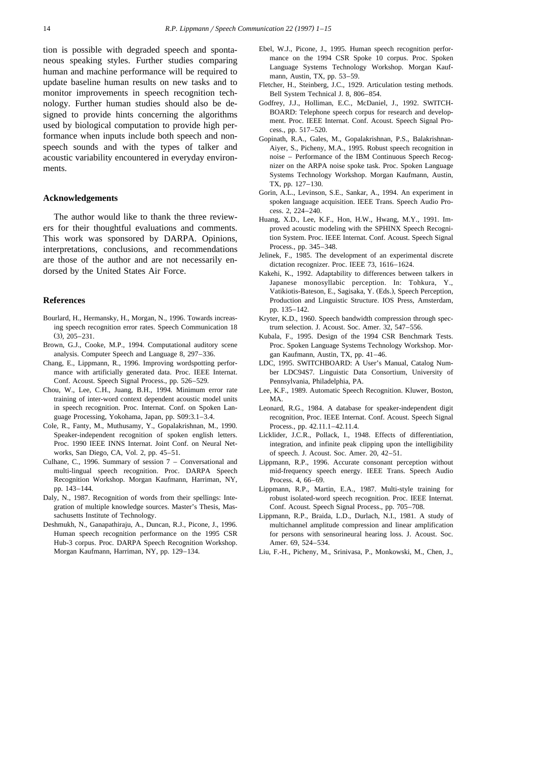tion is possible with degraded speech and spontaneous speaking styles. Further studies comparing human and machine performance will be required to update baseline human results on new tasks and to monitor improvements in speech recognition technology. Further human studies should also be designed to provide hints concerning the algorithms used by biological computation to provide high performance when inputs include both speech and non-speech sounds and with the types of talker and acoustic variability encountered in everyday environments.

## Acknowledgements

The author would like to thank the three reviewers for their thoughtful evaluations and comments. This work was sponsored by DARPA. Opinions, interpretations, conclusions, and recommendations are those of the author and are not necessarily endorsed by the United States Air Force.

## References

Bourlard, H., Hermansky, H., Morgan, N., 1996. Towards increasing speech recognition error rates. Speech Communication 18 (3), 205–231.

Brown, G.J., Cooke, M.P., 1994. Computational auditory scene analysis. Computer Speech and Language 8, 297–336.

Chang, E., Lippmann, R., 1996. Improving wordspotting performance with artificially generated data. Proc. IEEE Internat. Conf. Acoust. Speech Signal Process., pp. 526–529.

Chou, W., Lee, C.H., Juang, B.H., 1994. Minimum error rate training of inter-word context dependent acoustic model units in speech recognition. Proc. Internat. Conf. on Spoken Language Processing, Yokohama, Japan, pp. S09:3.1–3.4.

Cole, R., Fanty, M., Muthusamy, Y., Gopalakrishnan, M., 1990. Speaker-independent recognition of spoken english letters. Proc. 1990 IEEE INNS Internat. Joint Conf. on Neural Networks, San Diego, CA, Vol. 2, pp. 45–51.

Culhane, C., 1996. Summary of session 7 – Conversational and multi-lingual speech recognition. Proc. DARPA Speech Recognition Workshop. Morgan Kaufmann, Harriman, NY, pp. 143–144.

Daly, N., 1987. Recognition of words from their spellings: Integration of multiple knowledge sources. Master's Thesis, Massachusetts Institute of Technology.

Deshmukh, N., Ganapathiraju, A., Duncan, R.J., Picone, J., 1996. Human speech recognition performance on the 1995 CSR Hub-3 corpus. Proc. DARPA Speech Recognition Workshop. Morgan Kaufmann, Harriman, NY, pp. 129–134.

Ebel, W.J., Picone, J., 1995. Human speech recognition performance on the 1994 CSR Spoke 10 corpus. Proc. Spoken Language Systems Technology Workshop. Morgan Kaufmann, Austin, TX, pp. 53–59.

Fletcher, H., Steinberg, J.C., 1929. Articulation testing methods. Bell System Technical J. 8, 806–854.

Godfrey, J.J., Holliman, E.C., McDaniel, J., 1992. SWITCHBOARD: Telephone speech corpus for research and development. Proc. IEEE Internat. Conf. Acoust. Speech Signal Process., pp. 517–520.

Gopinath, R.A., Gales, M., Gopalakrishnan, P.S., Balakrishnan-Aiyer, S., Picheny, M.A., 1995. Robust speech recognition in noise – Performance of the IBM Continuous Speech Recognizer on the ARPA noise spoke task. Proc. Spoken Language Systems Technology Workshop. Morgan Kaufmann, Austin, TX, pp. 127–130.

Gorin, A.L., Levinson, S.E., Sankar, A., 1994. An experiment in spoken language acquisition. IEEE Trans. Speech Audio Process. 2, 224–240.

Huang, X.D., Lee, K.F., Hon, H.W., Hwang, M.Y., 1991. Improved acoustic modeling with the SPHINX Speech Recognition System. Proc. IEEE Internat. Conf. Acoust. Speech Signal Process., pp. 345–348.

Jelinek, F., 1985. The development of an experimental discrete dictation recognizer. Proc. IEEE 73, 1616–1624.

Kakehi, K., 1992. Adaptability to differences between talkers in Japanese monosyllabic perception. In: Tohkura, Y., Vatikiotis-Bateson, E., Sagisaka, Y. (Eds.), Speech Perception, Production and Linguistic Structure. IOS Press, Amsterdam, pp. 135–142.

Kryter, K.D., 1960. Speech bandwidth compression through spectrum selection. J. Acoust. Soc. Amer. 32, 547–556.

Kubala, F., 1995. Design of the 1994 CSR Benchmark Tests. Proc. Spoken Language Systems Technology Workshop. Morgan Kaufmann, Austin, TX, pp. 41–46.

LDC, 1995. SWITCHBOARD: A User's Manual, Catalog Number LDC94S7. Linguistic Data Consortium, University of Pennsylvania, Philadelphia, PA.

Lee, K.F., 1989. Automatic Speech Recognition. Kluwer, Boston, MA.

Leonard, R.G., 1984. A database for speaker-independent digit recognition, Proc. IEEE Internat. Conf. Acoust. Speech Signal Process., pp. 42.11.1–42.11.4.

Licklider, J.C.R., Pollack, I., 1948. Effects of differentiation, integration, and infinite peak clipping upon the intelligibility of speech. J. Acoust. Soc. Amer. 20, 42–51.

Lippmann, R.P., 1996. Accurate consonant perception without mid-frequency speech energy. IEEE Trans. Speech Audio Process. 4, 66–69.

Lippmann, R.P., Martin, E.A., 1987. Multi-style training for robust isolated-word speech recognition. Proc. IEEE Internat. Conf. Acoust. Speech Signal Process., pp. 705–708.

Lippmann, R.P., Braida, L.D., Durlach, N.I., 1981. A study of multichannel amplitude compression and linear amplification for persons with sensorineural hearing loss. J. Acoust. Soc. Amer. 69, 524–534.

Liu, F.-H., Picheny, M., Srinivasa, P., Monkowski, M., Chen, J.,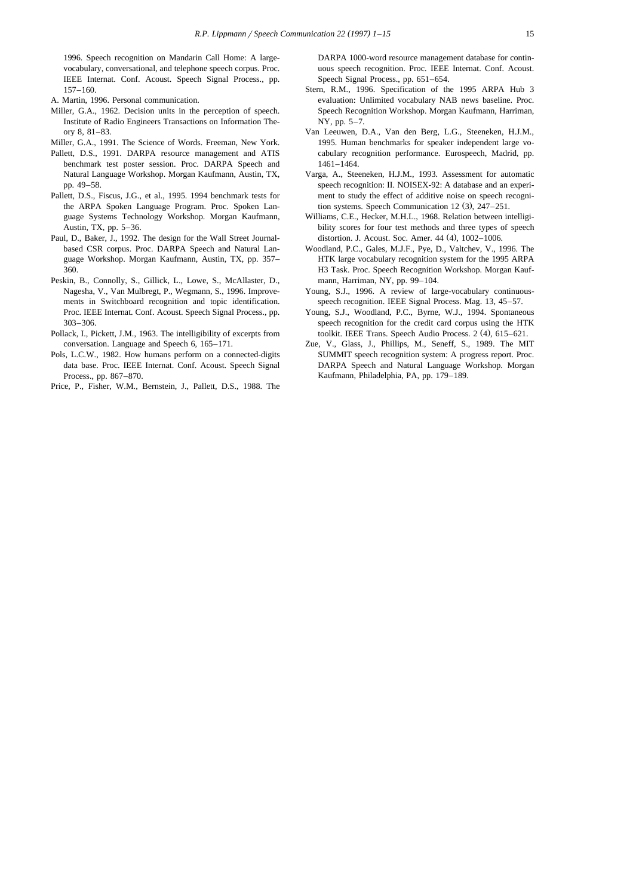1996. Speech recognition on Mandarin Call Home: A large-vocabulary, conversational, and telephone speech corpus. Proc. IEEE Internat. Conf. Acoust. Speech Signal Process., pp. 157–160.

A. Martin, 1996. Personal communication.

Miller, G.A., 1962. Decision units in the perception of speech. Institute of Radio Engineers Transactions on Information Theory 8, 81–83.

Miller, G.A., 1991. The Science of Words. Freeman, New York.

Pallett, D.S., 1991. DARPA resource management and ATIS benchmark test poster session. Proc. DARPA Speech and Natural Language Workshop. Morgan Kaufmann, Austin, TX, pp. 49–58.

Pallett, D.S., Fiscus, J.G., et al., 1995. 1994 benchmark tests for the ARPA Spoken Language Program. Proc. Spoken Language Systems Technology Workshop. Morgan Kaufmann, Austin, TX, pp. 5–36.

Paul, D., Baker, J., 1992. The design for the Wall Street Journal-based CSR corpus. Proc. DARPA Speech and Natural Language Workshop. Morgan Kaufmann, Austin, TX, pp. 357–360.

Peskin, B., Connolly, S., Gillick, L., Lowe, S., McAllaster, D., Nagesha, V., Van Mulbregt, P., Wegmann, S., 1996. Improvements in Switchboard recognition and topic identification. Proc. IEEE Internat. Conf. Acoust. Speech Signal Process., pp. 303–306.

Pollack, I., Pickett, J.M., 1963. The intelligibility of excerpts from conversation. Language and Speech 6, 165–171.

Pols, L.C.W., 1982. How humans perform on a connected-digits data base. Proc. IEEE Internat. Conf. Acoust. Speech Signal Process., pp. 867–870.

Price, P., Fisher, W.M., Bernstein, J., Pallett, D.S., 1988. The DARPA 1000-word resource management database for continuous speech recognition. Proc. IEEE Internat. Conf. Acoust. Speech Signal Process., pp. 651–654.

Stern, R.M., 1996. Specification of the 1995 ARPA Hub 3 evaluation: Unlimited vocabulary NAB news baseline. Proc. Speech Recognition Workshop. Morgan Kaufmann, Harriman, NY, pp. 5–7.

Van Leeuwen, D.A., Van den Berg, L.G., Steeneken, H.J.M., 1995. Human benchmarks for speaker independent large vocabulary recognition performance. Eurospeech, Madrid, pp. 1461–1464.

Varga, A., Steeneken, H.J.M., 1993. Assessment for automatic speech recognition: II. NOISEX-92: A database and an experiment to study the effect of additive noise on speech recognition systems. Speech Communication 12 (3), 247–251.

Williams, C.E., Hecker, M.H.L., 1968. Relation between intelligibility scores for four test methods and three types of speech distortion. J. Acoust. Soc. Amer. 44 (4), 1002–1006.

Woodland, P.C., Gales, M.J.F., Pye, D., Valtchev, V., 1996. The HTK large vocabulary recognition system for the 1995 ARPA H3 Task. Proc. Speech Recognition Workshop. Morgan Kaufmann, Harriman, NY, pp. 99–104.

Young, S.J., 1996. A review of large-vocabulary continuous-speech recognition. IEEE Signal Process. Mag. 13, 45–57.

Young, S.J., Woodland, P.C., Byrne, W.J., 1994. Spontaneous speech recognition for the credit card corpus using the HTK toolkit. IEEE Trans. Speech Audio Process. 2 (4), 615–621.

Zue, V., Glass, J., Phillips, M., Seneff, S., 1989. The MIT SUMMIT speech recognition system: A progress report. Proc. DARPA Speech and Natural Language Workshop. Morgan Kaufmann, Philadelphia, PA, pp. 179–189.